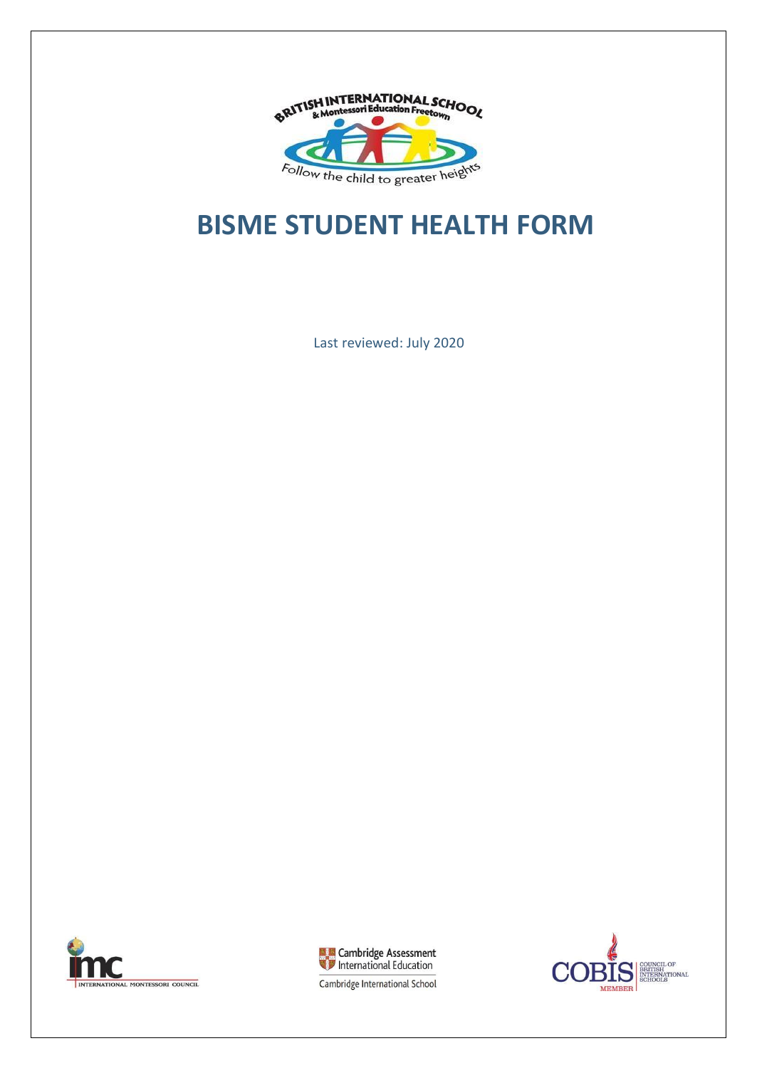# BISME STUDENT HEALTH FORM

Last reviewed: July 2020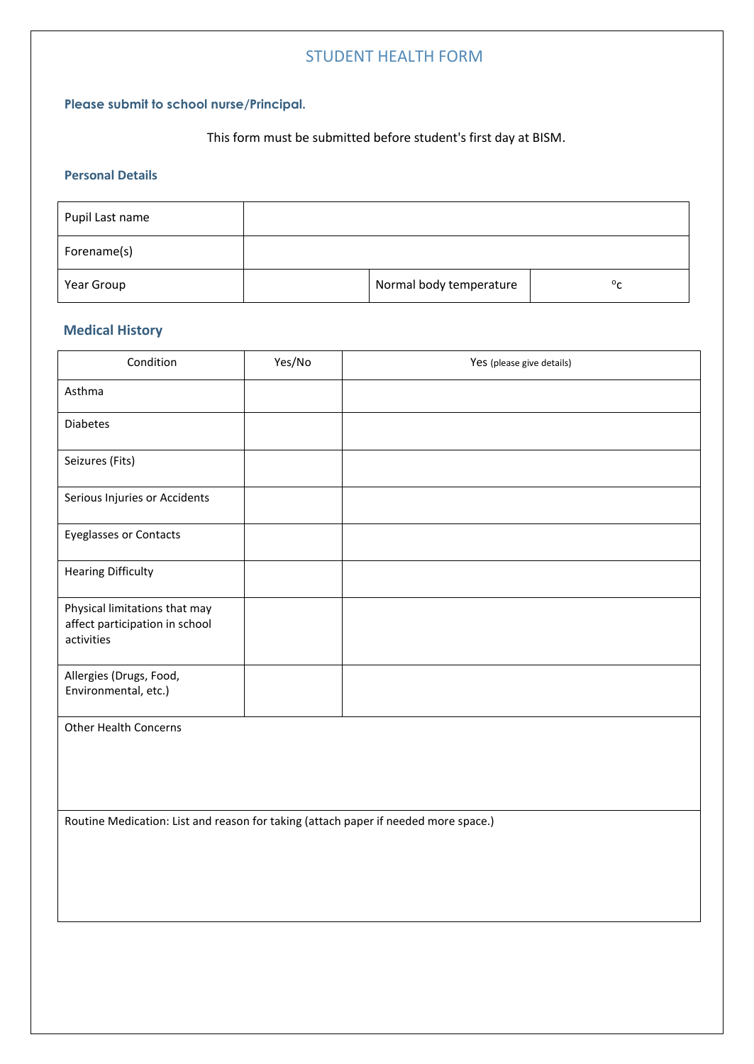# STUDENT HEALTH FORM

**Please submit to school nurse/Principal.**

This form must be submitted before student's first day at BISM.

## Personal Details

| Pupil Last name | | | |
|---|---|---|---|
| Forename(s) | | | |
| Year Group | | Normal body temperature | °c |

## Medical History

| Condition | Yes/No | Yes (please give details) |
|---|---|---|
| Asthma | | |
| Diabetes | | |
| Seizures (Fits) | | |
| Serious Injuries or Accidents | | |
| Eyeglasses or Contacts | | |
| Hearing Difficulty | | |
| Physical limitations that may affect participation in school activities | | |
| Allergies (Drugs, Food, Environmental, etc.) | | |
| Other Health Concerns | | |
| Routine Medication: List and reason for taking (attach paper if needed more space.) | | |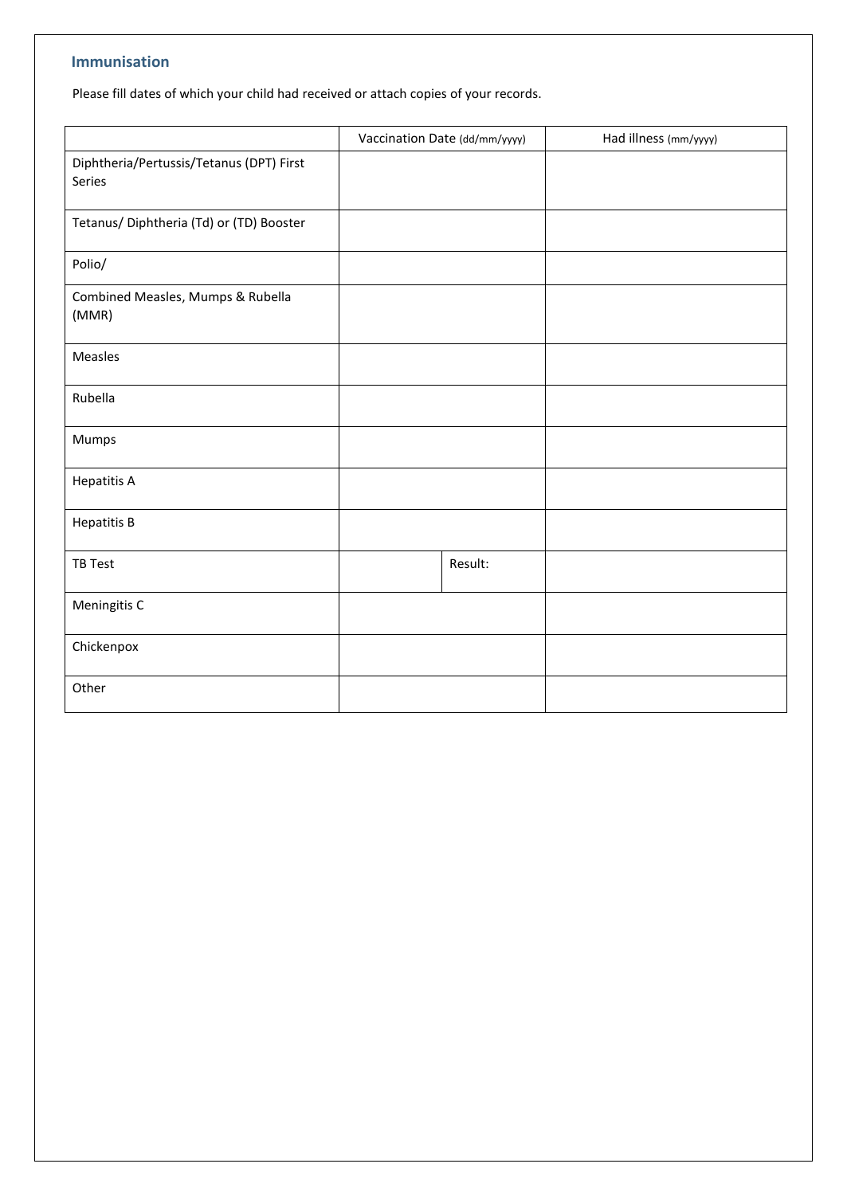## Immunisation

Please fill dates of which your child had received or attach copies of your records.

| | Vaccination Date (dd/mm/yyyy) | | Had illness (mm/yyyy) |
|---|---|---|---|
| Diphtheria/Pertussis/Tetanus (DPT) First Series | | | |
| Tetanus/ Diphtheria (Td) or (TD) Booster | | | |
| Polio/ | | | |
| Combined Measles, Mumps & Rubella (MMR) | | | |
| Measles | | | |
| Rubella | | | |
| Mumps | | | |
| Hepatitis A | | | |
| Hepatitis B | | | |
| TB Test | | Result: | |
| Meningitis C | | | |
| Chickenpox | | | |
| Other | | | |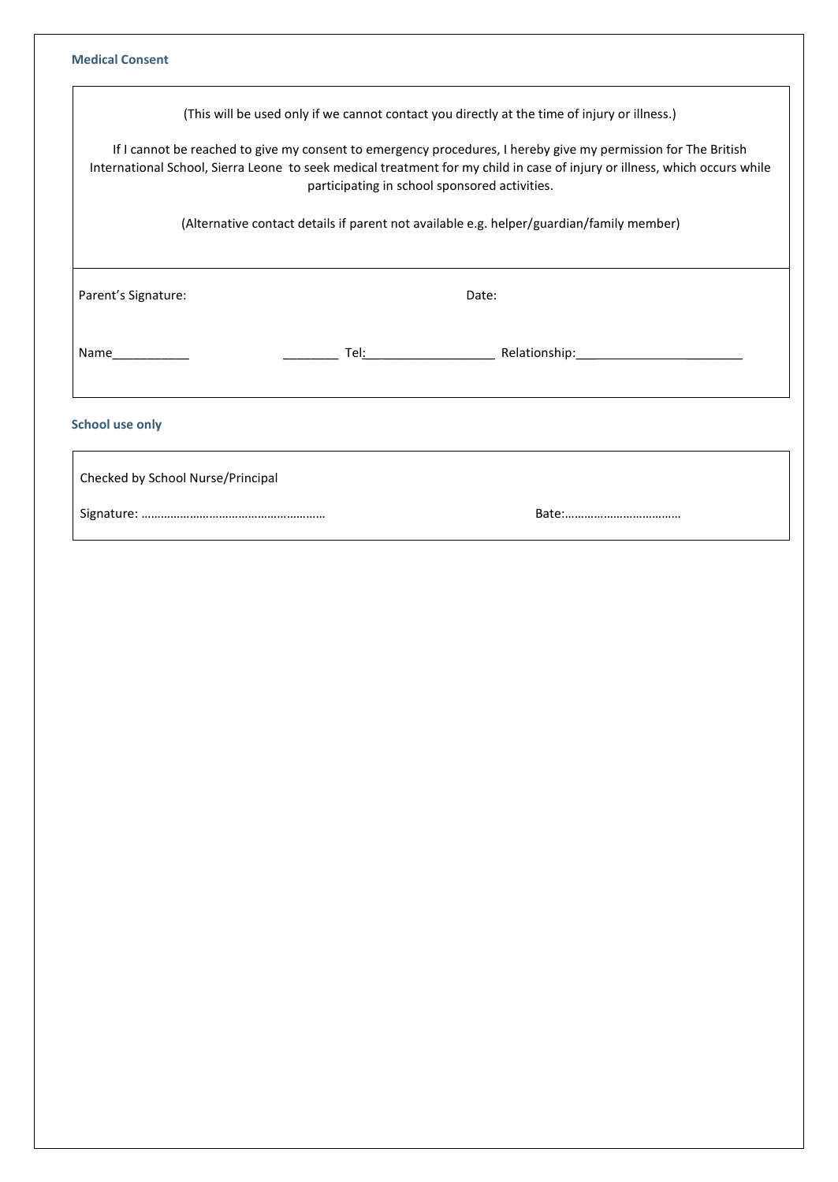## Medical Consent

(This will be used only if we cannot contact you directly at the time of injury or illness.)

If I cannot be reached to give my consent to emergency procedures, I hereby give my permission for The British International School, Sierra Leone to seek medical treatment for my child in case of injury or illness, which occurs while participating in school sponsored activities.

(Alternative contact details if parent not available e.g. helper/guardian/family member)

Parent's Signature: Date:

Name___________ ________ Tel:___________________ Relationship:________________________

## School use only

Checked by School Nurse/Principal

Signature: ……………………………………………… Bate:………………………………